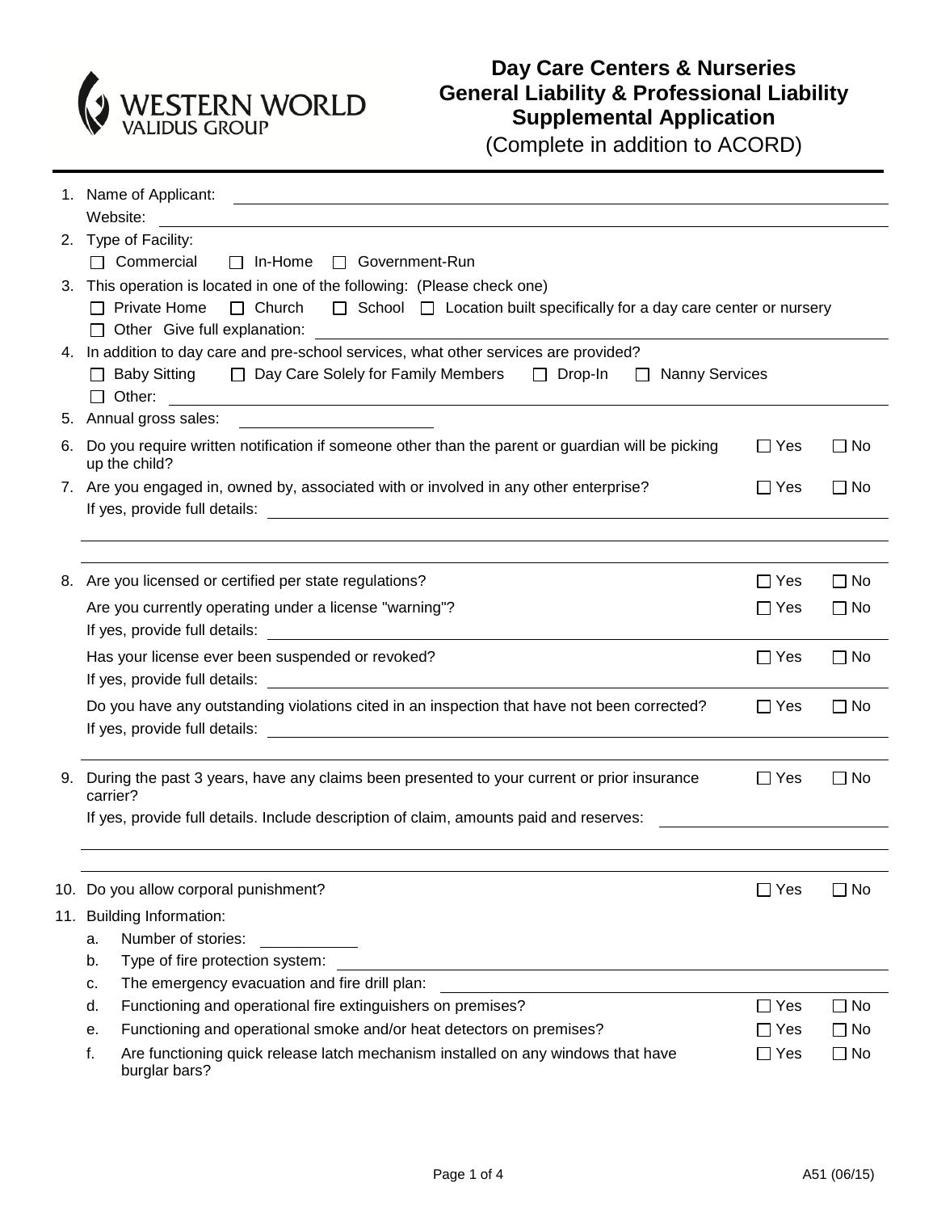WESTERN WORLD
VALIDUS GROUP

# Day Care Centers & Nurseries General Liability & Professional Liability Supplemental Application

(Complete in addition to ACORD)

1. Name of Applicant: ______________________________
   Website: ______________________________

2. Type of Facility:
   ☐ Commercial ☐ In-Home ☐ Government-Run

3. This operation is located in one of the following: (Please check one)
   ☐ Private Home ☐ Church ☐ School ☐ Location built specifically for a day care center or nursery
   ☐ Other Give full explanation: ______________________________

4. In addition to day care and pre-school services, what other services are provided?
   ☐ Baby Sitting ☐ Day Care Solely for Family Members ☐ Drop-In ☐ Nanny Services
   ☐ Other: ______________________________

5. Annual gross sales: ______________________________

6. Do you require written notification if someone other than the parent or guardian will be picking up the child? ☐ Yes ☐ No

7. Are you engaged in, owned by, associated with or involved in any other enterprise? ☐ Yes ☐ No
   If yes, provide full details: ______________________________

8. Are you licensed or certified per state regulations? ☐ Yes ☐ No

   Are you currently operating under a license "warning"? ☐ Yes ☐ No
   If yes, provide full details: ______________________________

   Has your license ever been suspended or revoked? ☐ Yes ☐ No
   If yes, provide full details: ______________________________

   Do you have any outstanding violations cited in an inspection that have not been corrected? ☐ Yes ☐ No
   If yes, provide full details: ______________________________

9. During the past 3 years, have any claims been presented to your current or prior insurance carrier? ☐ Yes ☐ No
   If yes, provide full details. Include description of claim, amounts paid and reserves: ______________________________

10. Do you allow corporal punishment? ☐ Yes ☐ No

11. Building Information:
    a. Number of stories: ______________
    b. Type of fire protection system: ______________________________
    c. The emergency evacuation and fire drill plan: ______________________________
    d. Functioning and operational fire extinguishers on premises? ☐ Yes ☐ No
    e. Functioning and operational smoke and/or heat detectors on premises? ☐ Yes ☐ No
    f. Are functioning quick release latch mechanism installed on any windows that have burglar bars? ☐ Yes ☐ No

A51 (06/15)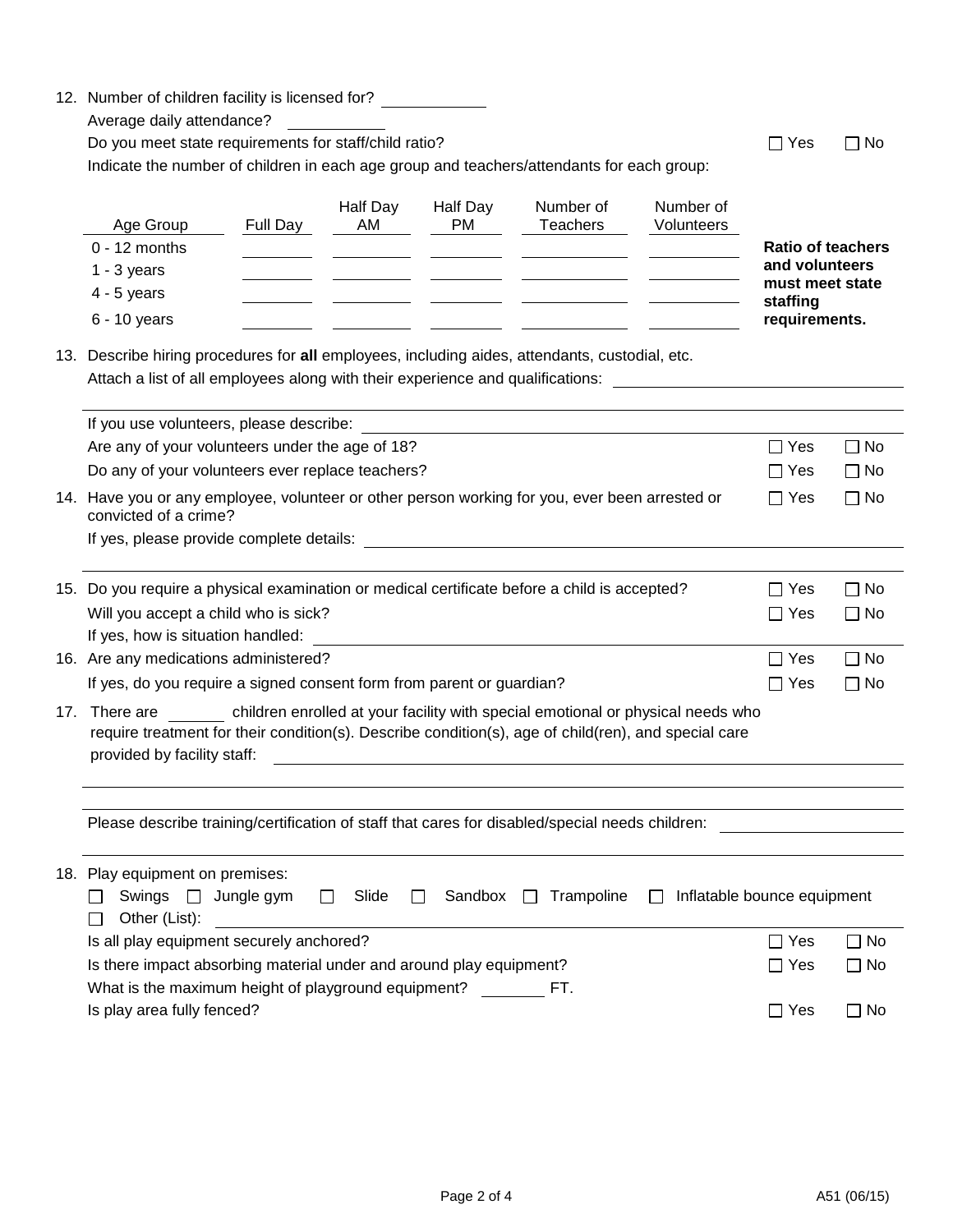12. Number of children facility is licensed for? ____________

    Average daily attendance? ____________

    Do you meet state requirements for staff/child ratio? ☐ Yes ☐ No

    Indicate the number of children in each age group and teachers/attendants for each group:

| Age Group | Full Day | Half Day AM | Half Day PM | Number of Teachers | Number of Volunteers |
|---|---|---|---|---|---|
| 0 - 12 months | | | | | |
| 1 - 3 years | | | | | |
| 4 - 5 years | | | | | |
| 6 - 10 years | | | | | |

**Ratio of teachers and volunteers must meet state staffing requirements.**

13. Describe hiring procedures for **all** employees, including aides, attendants, custodial, etc.

    Attach a list of all employees along with their experience and qualifications: ____________

    If you use volunteers, please describe: ____________

    Are any of your volunteers under the age of 18? ☐ Yes ☐ No

    Do any of your volunteers ever replace teachers? ☐ Yes ☐ No

14. Have you or any employee, volunteer or other person working for you, ever been arrested or convicted of a crime? ☐ Yes ☐ No

    If yes, please provide complete details: ____________

15. Do you require a physical examination or medical certificate before a child is accepted? ☐ Yes ☐ No

    Will you accept a child who is sick? ☐ Yes ☐ No

    If yes, how is situation handled: ____________

16. Are any medications administered? ☐ Yes ☐ No

    If yes, do you require a signed consent form from parent or guardian? ☐ Yes ☐ No

17. There are ______ children enrolled at your facility with special emotional or physical needs who require treatment for their condition(s). Describe condition(s), age of child(ren), and special care provided by facility staff: ____________

    Please describe training/certification of staff that cares for disabled/special needs children: ____________

18. Play equipment on premises:

    ☐ Swings ☐ Jungle gym ☐ Slide ☐ Sandbox ☐ Trampoline ☐ Inflatable bounce equipment

    ☐ Other (List): ____________

    Is all play equipment securely anchored? ☐ Yes ☐ No

    Is there impact absorbing material under and around play equipment? ☐ Yes ☐ No

    What is the maximum height of playground equipment? ________ FT.

    Is play area fully fenced? ☐ Yes ☐ No

A51 (06/15)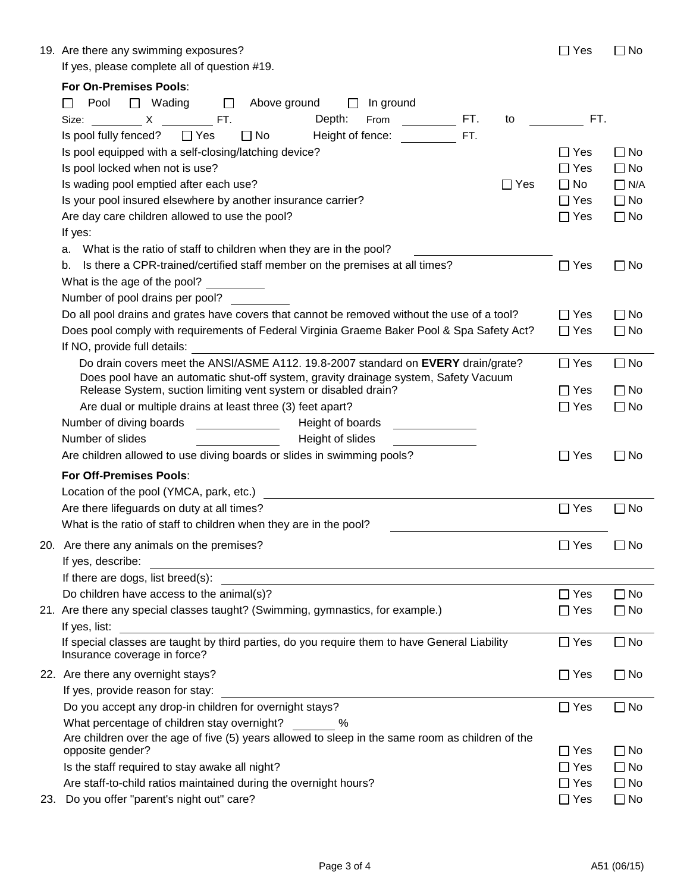19. Are there any swimming exposures? ☐ Yes ☐ No

 If yes, please complete all of question #19.

 **For On-Premises Pools**:

 ☐ Pool ☐ Wading ☐ Above ground ☐ In ground

 Size: ________ X ________ FT. Depth: From ________ FT. to ________ FT.

 Is pool fully fenced? ☐ Yes ☐ No Height of fence: ________ FT.

 Is pool equipped with a self-closing/latching device? ☐ Yes ☐ No

 Is pool locked when not is use? ☐ Yes ☐ No

 Is wading pool emptied after each use? ☐ Yes ☐ No ☐ N/A

 Is your pool insured elsewhere by another insurance carrier? ☐ Yes ☐ No

 Are day care children allowed to use the pool? ☐ Yes ☐ No

 If yes:

 a. What is the ratio of staff to children when they are in the pool? ________________

 b. Is there a CPR-trained/certified staff member on the premises at all times? ☐ Yes ☐ No

 What is the age of the pool? ________

 Number of pool drains per pool? ________

 Do all pool drains and grates have covers that cannot be removed without the use of a tool? ☐ Yes ☐ No

 Does pool comply with requirements of Federal Virginia Graeme Baker Pool & Spa Safety Act? ☐ Yes ☐ No

 If NO, provide full details: ________________________________________

 Do drain covers meet the ANSI/ASME A112. 19.8-2007 standard on **EVERY** drain/grate? ☐ Yes ☐ No

 Does pool have an automatic shut-off system, gravity drainage system, Safety Vacuum Release System, suction limiting vent system or disabled drain? ☐ Yes ☐ No

 Are dual or multiple drains at least three (3) feet apart? ☐ Yes ☐ No

 Number of diving boards ____________ Height of boards ____________

 Number of slides ____________ Height of slides ____________

 Are children allowed to use diving boards or slides in swimming pools? ☐ Yes ☐ No

 **For Off-Premises Pools**:

 Location of the pool (YMCA, park, etc.) ________________________________________

 Are there lifeguards on duty at all times? ☐ Yes ☐ No

 What is the ratio of staff to children when they are in the pool? ________________

20. Are there any animals on the premises? ☐ Yes ☐ No

 If yes, describe: ________________________________________

 If there are dogs, list breed(s): ________________________________________

 Do children have access to the animal(s)? ☐ Yes ☐ No

21. Are there any special classes taught? (Swimming, gymnastics, for example.) ☐ Yes ☐ No

 If yes, list: ________________________________________

 If special classes are taught by third parties, do you require them to have General Liability Insurance coverage in force? ☐ Yes ☐ No

22. Are there any overnight stays? ☐ Yes ☐ No

 If yes, provide reason for stay: ________________________________________

 Do you accept any drop-in children for overnight stays? ☐ Yes ☐ No

 What percentage of children stay overnight? ______ %

 Are children over the age of five (5) years allowed to sleep in the same room as children of the opposite gender? ☐ Yes ☐ No

 Is the staff required to stay awake all night? ☐ Yes ☐ No

 Are staff-to-child ratios maintained during the overnight hours? ☐ Yes ☐ No

23. Do you offer "parent's night out" care? ☐ Yes ☐ No

A51 (06/15)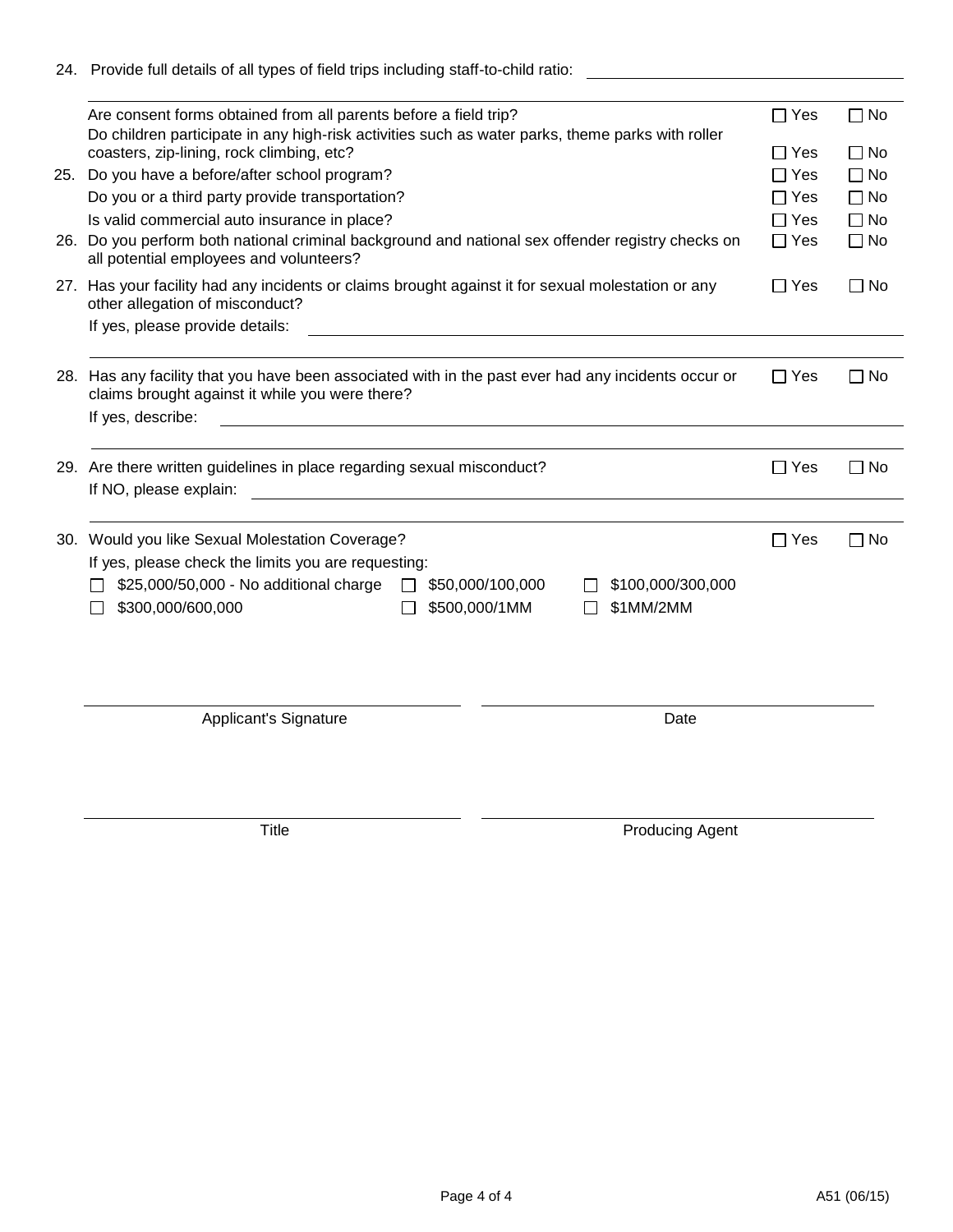24. Provide full details of all types of field trips including staff-to-child ratio: ______________________

______________________________________________________________________

Are consent forms obtained from all parents before a field trip? ☐ Yes ☐ No

Do children participate in any high-risk activities such as water parks, theme parks with roller coasters, zip-lining, rock climbing, etc? ☐ Yes ☐ No

25. Do you have a before/after school program? ☐ Yes ☐ No

Do you or a third party provide transportation? ☐ Yes ☐ No

Is valid commercial auto insurance in place? ☐ Yes ☐ No

26. Do you perform both national criminal background and national sex offender registry checks on all potential employees and volunteers? ☐ Yes ☐ No

27. Has your facility had any incidents or claims brought against it for sexual molestation or any other allegation of misconduct? ☐ Yes ☐ No

If yes, please provide details: ______________________________________________

______________________________________________________________________

28. Has any facility that you have been associated with in the past ever had any incidents occur or claims brought against it while you were there? ☐ Yes ☐ No

If yes, describe: ______________________________________________

______________________________________________________________________

29. Are there written guidelines in place regarding sexual misconduct? ☐ Yes ☐ No

If NO, please explain: ______________________________________________

______________________________________________________________________

30. Would you like Sexual Molestation Coverage? ☐ Yes ☐ No

If yes, please check the limits you are requesting:

☐ $25,000/50,000 - No additional charge ☐ $50,000/100,000 ☐ $100,000/300,000

☐ $300,000/600,000 ☐ $500,000/1MM ☐ $1MM/2MM

______________________________ ______________________________

Applicant's Signature Date

______________________________ ______________________________

Title Producing Agent

A51 (06/15)